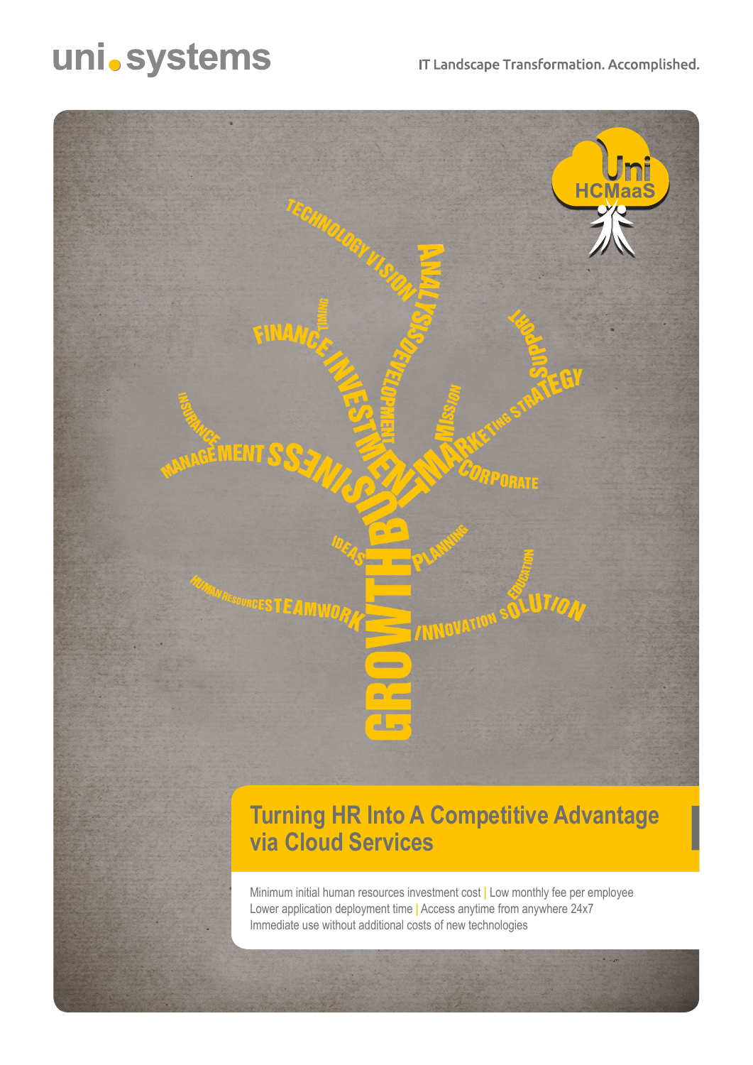uni systems

IT Landscape Transformation. Accomplished.

Uni HCMaaS

# Turning HR Into A Competitive Advantage via Cloud Services

Minimum initial human resources investment cost | Low monthly fee per employee
Lower application deployment time | Access anytime from anywhere 24x7
Immediate use without additional costs of new technologies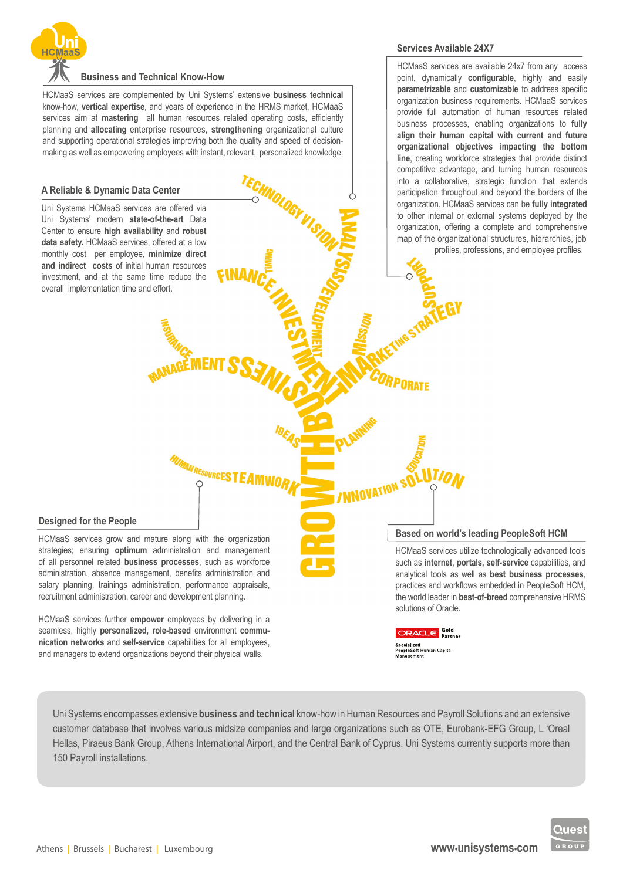## Business and Technical Know-How

HCMaaS services are complemented by Uni Systems' extensive **business technical** know-how, **vertical expertise**, and years of experience in the HRMS market. HCMaaS services aim at **mastering** all human resources related operating costs, efficiently planning and **allocating** enterprise resources, **strengthening** organizational culture and supporting operational strategies improving both the quality and speed of decision-making as well as empowering employees with instant, relevant, personalized knowledge.

## A Reliable & Dynamic Data Center

Uni Systems HCMaaS services are offered via Uni Systems' modern **state-of-the-art** Data Center to ensure **high availability** and **robust data safety.** HCMaaS services, offered at a low monthly cost per employee, **minimize direct and indirect costs** of initial human resources investment, and at the same time reduce the overall implementation time and effort.

## Services Available 24X7

HCMaaS services are available 24x7 from any access point, dynamically **configurable**, highly and easily **parametrizable** and **customizable** to address specific organization business requirements. HCMaaS services provide full automation of human resources related business processes, enabling organizations to **fully align their human capital with current and future organizational objectives impacting the bottom line**, creating workforce strategies that provide distinct competitive advantage, and turning human resources into a collaborative, strategic function that extends participation throughout and beyond the borders of the organization. HCMaaS services can be **fully integrated** to other internal or external systems deployed by the organization, offering a complete and comprehensive map of the organizational structures, hierarchies, job profiles, professions, and employee profiles.

## Designed for the People

HCMaaS services grow and mature along with the organization strategies; ensuring **optimum** administration and management of all personnel related **business processes**, such as workforce administration, absence management, benefits administration and salary planning, trainings administration, performance appraisals, recruitment administration, career and development planning.

HCMaaS services further **empower** employees by delivering in a seamless, highly **personalized, role-based** environment **communication networks** and **self-service** capabilities for all employees, and managers to extend organizations beyond their physical walls.

## Based on world's leading PeopleSoft HCM

HCMaaS services utilize technologically advanced tools such as **internet**, **portals, self-service** capabilities, and analytical tools as well as **best business processes**, practices and workflows embedded in PeopleSoft HCM, the world leader in **best-of-breed** comprehensive HRMS solutions of Oracle.

ORACLE Gold Partner
Specialized
PeopleSoft Human Capital Management

Uni Systems encompasses extensive **business and technical** know-how in Human Resources and Payroll Solutions and an extensive customer database that involves various midsize companies and large organizations such as OTE, Eurobank-EFG Group, L 'Oreal Hellas, Piraeus Bank Group, Athens International Airport, and the Central Bank of Cyprus. Uni Systems currently supports more than 150 Payroll installations.

Athens | Brussels | Bucharest | Luxembourg

www.unisystems.com